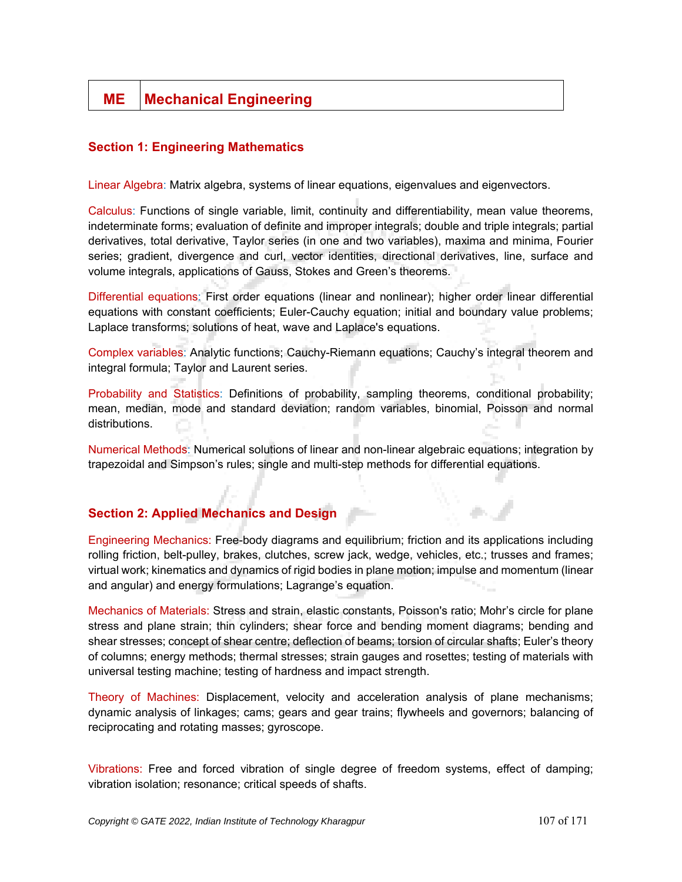# ME | Mechanical Engineering

## Section 1: Engineering Mathematics

Linear Algebra: Matrix algebra, systems of linear equations, eigenvalues and eigenvectors.

Calculus: Functions of single variable, limit, continuity and differentiability, mean value theorems, indeterminate forms; evaluation of definite and improper integrals; double and triple integrals; partial derivatives, total derivative, Taylor series (in one and two variables), maxima and minima, Fourier series; gradient, divergence and curl, vector identities, directional derivatives, line, surface and volume integrals, applications of Gauss, Stokes and Green's theorems.

Differential equations: First order equations (linear and nonlinear); higher order linear differential equations with constant coefficients; Euler-Cauchy equation; initial and boundary value problems; Laplace transforms; solutions of heat, wave and Laplace's equations.

Complex variables: Analytic functions; Cauchy-Riemann equations; Cauchy's integral theorem and integral formula; Taylor and Laurent series.

Probability and Statistics: Definitions of probability, sampling theorems, conditional probability; mean, median, mode and standard deviation; random variables, binomial, Poisson and normal distributions.

Numerical Methods: Numerical solutions of linear and non-linear algebraic equations; integration by trapezoidal and Simpson's rules; single and multi-step methods for differential equations.

## Section 2: Applied Mechanics and Design

Engineering Mechanics: Free-body diagrams and equilibrium; friction and its applications including rolling friction, belt-pulley, brakes, clutches, screw jack, wedge, vehicles, etc.; trusses and frames; virtual work; kinematics and dynamics of rigid bodies in plane motion; impulse and momentum (linear and angular) and energy formulations; Lagrange's equation.

Mechanics of Materials: Stress and strain, elastic constants, Poisson's ratio; Mohr's circle for plane stress and plane strain; thin cylinders; shear force and bending moment diagrams; bending and shear stresses; concept of shear centre; deflection of beams; torsion of circular shafts; Euler's theory of columns; energy methods; thermal stresses; strain gauges and rosettes; testing of materials with universal testing machine; testing of hardness and impact strength.

Theory of Machines: Displacement, velocity and acceleration analysis of plane mechanisms; dynamic analysis of linkages; cams; gears and gear trains; flywheels and governors; balancing of reciprocating and rotating masses; gyroscope.

Vibrations: Free and forced vibration of single degree of freedom systems, effect of damping; vibration isolation; resonance; critical speeds of shafts.

*Copyright © GATE 2022, Indian Institute of Technology Kharagpur*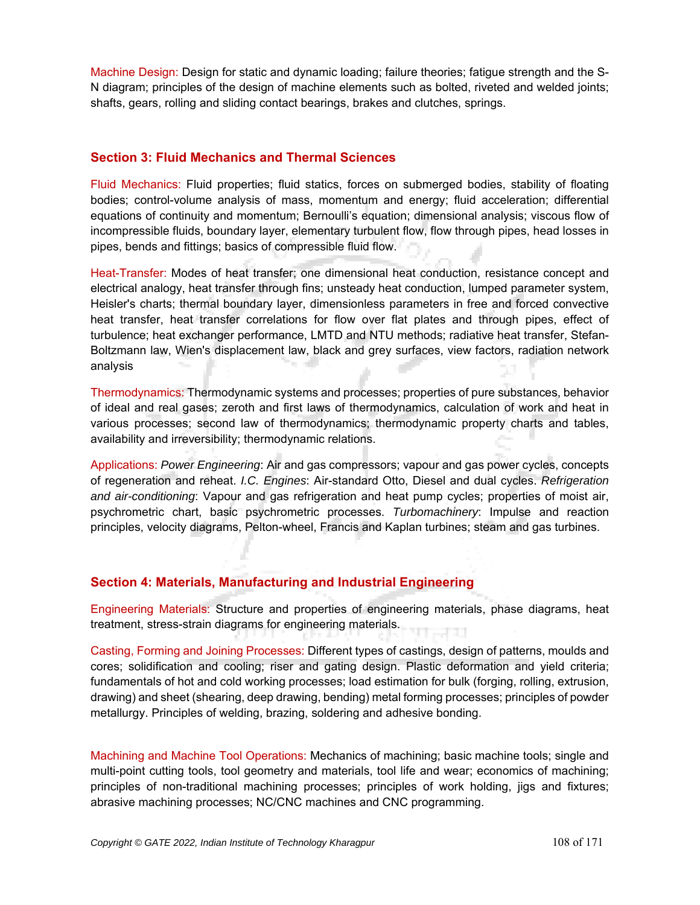Machine Design: Design for static and dynamic loading; failure theories; fatigue strength and the S-N diagram; principles of the design of machine elements such as bolted, riveted and welded joints; shafts, gears, rolling and sliding contact bearings, brakes and clutches, springs.

## Section 3: Fluid Mechanics and Thermal Sciences

Fluid Mechanics: Fluid properties; fluid statics, forces on submerged bodies, stability of floating bodies; control-volume analysis of mass, momentum and energy; fluid acceleration; differential equations of continuity and momentum; Bernoulli's equation; dimensional analysis; viscous flow of incompressible fluids, boundary layer, elementary turbulent flow, flow through pipes, head losses in pipes, bends and fittings; basics of compressible fluid flow.

Heat-Transfer: Modes of heat transfer; one dimensional heat conduction, resistance concept and electrical analogy, heat transfer through fins; unsteady heat conduction, lumped parameter system, Heisler's charts; thermal boundary layer, dimensionless parameters in free and forced convective heat transfer, heat transfer correlations for flow over flat plates and through pipes, effect of turbulence; heat exchanger performance, LMTD and NTU methods; radiative heat transfer, Stefan-Boltzmann law, Wien's displacement law, black and grey surfaces, view factors, radiation network analysis

Thermodynamics: Thermodynamic systems and processes; properties of pure substances, behavior of ideal and real gases; zeroth and first laws of thermodynamics, calculation of work and heat in various processes; second law of thermodynamics; thermodynamic property charts and tables, availability and irreversibility; thermodynamic relations.

Applications: *Power Engineering*: Air and gas compressors; vapour and gas power cycles, concepts of regeneration and reheat. *I.C. Engines*: Air-standard Otto, Diesel and dual cycles. *Refrigeration and air-conditioning*: Vapour and gas refrigeration and heat pump cycles; properties of moist air, psychrometric chart, basic psychrometric processes. *Turbomachinery*: Impulse and reaction principles, velocity diagrams, Pelton-wheel, Francis and Kaplan turbines; steam and gas turbines.

## Section 4: Materials, Manufacturing and Industrial Engineering

Engineering Materials: Structure and properties of engineering materials, phase diagrams, heat treatment, stress-strain diagrams for engineering materials.

Casting, Forming and Joining Processes: Different types of castings, design of patterns, moulds and cores; solidification and cooling; riser and gating design. Plastic deformation and yield criteria; fundamentals of hot and cold working processes; load estimation for bulk (forging, rolling, extrusion, drawing) and sheet (shearing, deep drawing, bending) metal forming processes; principles of powder metallurgy. Principles of welding, brazing, soldering and adhesive bonding.

Machining and Machine Tool Operations: Mechanics of machining; basic machine tools; single and multi-point cutting tools, tool geometry and materials, tool life and wear; economics of machining; principles of non-traditional machining processes; principles of work holding, jigs and fixtures; abrasive machining processes; NC/CNC machines and CNC programming.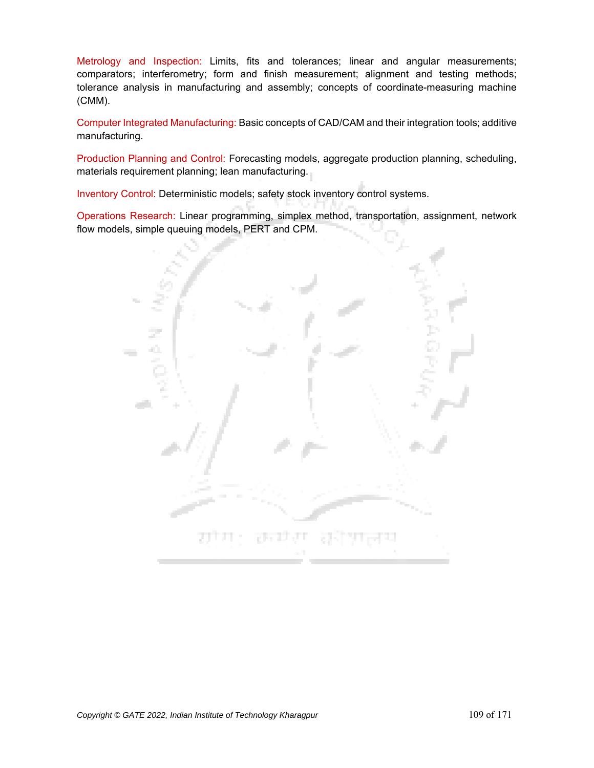**Metrology and Inspection:** Limits, fits and tolerances; linear and angular measurements; comparators; interferometry; form and finish measurement; alignment and testing methods; tolerance analysis in manufacturing and assembly; concepts of coordinate-measuring machine (CMM).

**Computer Integrated Manufacturing:** Basic concepts of CAD/CAM and their integration tools; additive manufacturing.

**Production Planning and Control:** Forecasting models, aggregate production planning, scheduling, materials requirement planning; lean manufacturing.

**Inventory Control:** Deterministic models; safety stock inventory control systems.

**Operations Research:** Linear programming, simplex method, transportation, assignment, network flow models, simple queuing models, PERT and CPM.